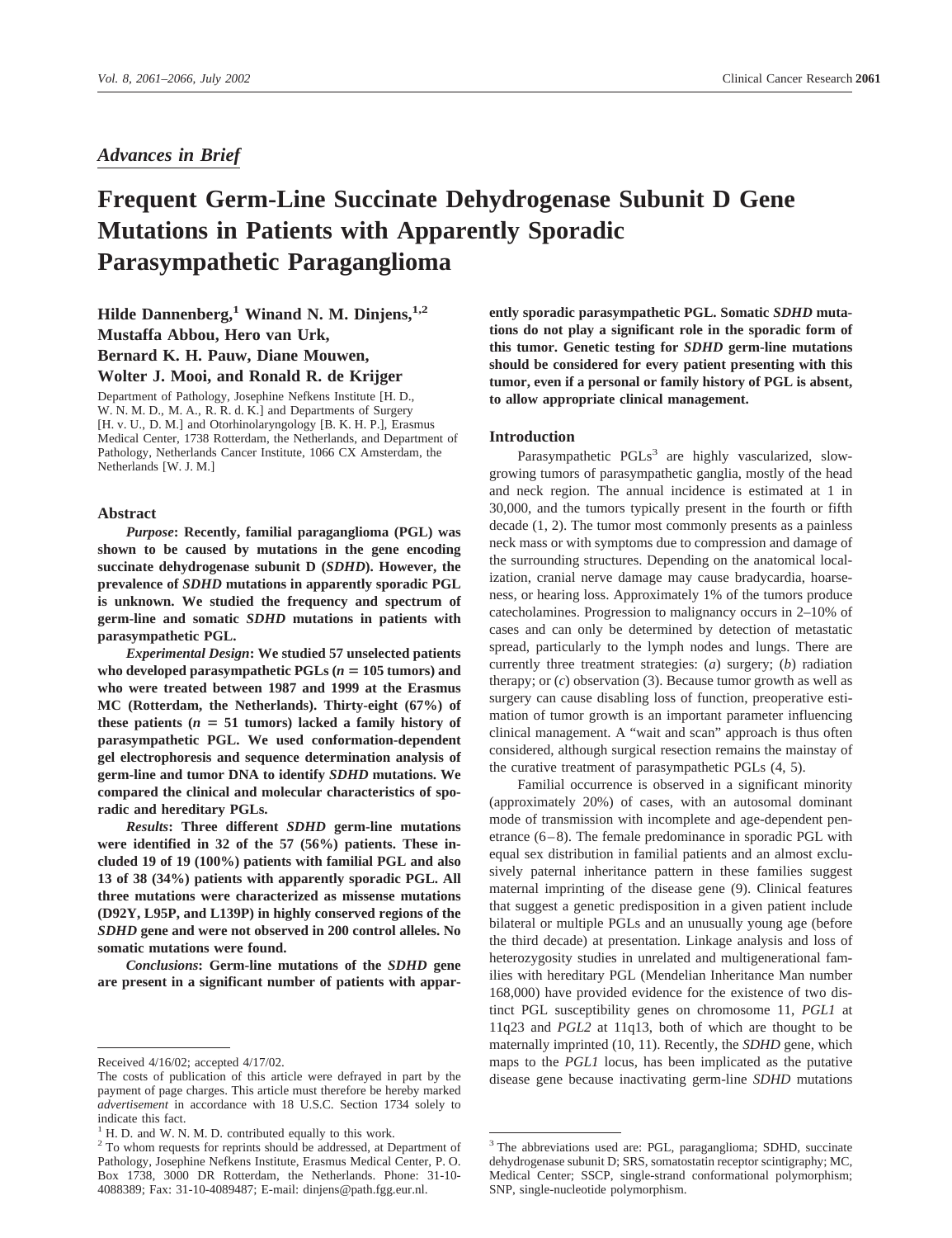*Advances in Brief*

# Frequent Germ-Line Succinate Dehydrogenase Subunit D Gene Mutations in Patients with Apparently Sporadic Parasympathetic Paraganglioma

**Hilde Dannenberg,[1] Winand N. M. Dinjens,[1,2] Mustaffa Abbou, Hero van Urk, Bernard K. H. Pauw, Diane Mouwen, Wolter J. Mooi, and Ronald R. de Krijger**

Department of Pathology, Josephine Nefkens Institute [H. D., W. N. M. D., M. A., R. R. d. K.] and Departments of Surgery [H. v. U., D. M.] and Otorhinolaryngology [B. K. H. P.], Erasmus Medical Center, 1738 Rotterdam, the Netherlands, and Department of Pathology, Netherlands Cancer Institute, 1066 CX Amsterdam, the Netherlands [W. J. M.]

## Abstract

***Purpose*: Recently, familial paraganglioma (PGL) was shown to be caused by mutations in the gene encoding succinate dehydrogenase subunit D (*SDHD*). However, the prevalence of *SDHD* mutations in apparently sporadic PGL is unknown. We studied the frequency and spectrum of germ-line and somatic *SDHD* mutations in patients with parasympathetic PGL.**

***Experimental Design*: We studied 57 unselected patients who developed parasympathetic PGLs ($n = 105$ tumors) and who were treated between 1987 and 1999 at the Erasmus MC (Rotterdam, the Netherlands). Thirty-eight (67%) of these patients ($n = 51$ tumors) lacked a family history of parasympathetic PGL. We used conformation-dependent gel electrophoresis and sequence determination analysis of germ-line and tumor DNA to identify *SDHD* mutations. We compared the clinical and molecular characteristics of sporadic and hereditary PGLs.**

***Results*: Three different *SDHD* germ-line mutations were identified in 32 of the 57 (56%) patients. These included 19 of 19 (100%) patients with familial PGL and also 13 of 38 (34%) patients with apparently sporadic PGL. All three mutations were characterized as missense mutations (D92Y, L95P, and L139P) in highly conserved regions of the *SDHD* gene and were not observed in 200 control alleles. No somatic mutations were found.**

***Conclusions*: Germ-line mutations of the *SDHD* gene are present in a significant number of patients with apparently sporadic parasympathetic PGL. Somatic *SDHD* mutations do not play a significant role in the sporadic form of this tumor. Genetic testing for *SDHD* germ-line mutations should be considered for every patient presenting with this tumor, even if a personal or family history of PGL is absent, to allow appropriate clinical management.**

## Introduction

Parasympathetic PGLs[3] are highly vascularized, slow-growing tumors of parasympathetic ganglia, mostly of the head and neck region. The annual incidence is estimated at 1 in 30,000, and the tumors typically present in the fourth or fifth decade (1, 2). The tumor most commonly presents as a painless neck mass or with symptoms due to compression and damage of the surrounding structures. Depending on the anatomical localization, cranial nerve damage may cause bradycardia, hoarseness, or hearing loss. Approximately 1% of the tumors produce catecholamines. Progression to malignancy occurs in 2–10% of cases and can only be determined by detection of metastatic spread, particularly to the lymph nodes and lungs. There are currently three treatment strategies: (*a*) surgery; (*b*) radiation therapy; or (*c*) observation (3). Because tumor growth as well as surgery can cause disabling loss of function, preoperative estimation of tumor growth is an important parameter influencing clinical management. A "wait and scan" approach is thus often considered, although surgical resection remains the mainstay of the curative treatment of parasympathetic PGLs (4, 5).

Familial occurrence is observed in a significant minority (approximately 20%) of cases, with an autosomal dominant mode of transmission with incomplete and age-dependent penetrance (6–8). The female predominance in sporadic PGL with equal sex distribution in familial patients and an almost exclusively paternal inheritance pattern in these families suggest maternal imprinting of the disease gene (9). Clinical features that suggest a genetic predisposition in a given patient include bilateral or multiple PGLs and an unusually young age (before the third decade) at presentation. Linkage analysis and loss of heterozygosity studies in unrelated and multigenerational families with hereditary PGL (Mendelian Inheritance Man number 168,000) have provided evidence for the existence of two distinct PGL susceptibility genes on chromosome 11, *PGL1* at 11q23 and *PGL2* at 11q13, both of which are thought to be maternally imprinted (10, 11). Recently, the *SDHD* gene, which maps to the *PGL1* locus, has been implicated as the putative disease gene because inactivating germ-line *SDHD* mutations

---

Received 4/16/02; accepted 4/17/02.

The costs of publication of this article were defrayed in part by the payment of page charges. This article must therefore be hereby marked *advertisement* in accordance with 18 U.S.C. Section 1734 solely to indicate this fact.

[1] H. D. and W. N. M. D. contributed equally to this work.

[2] To whom requests for reprints should be addressed, at Department of Pathology, Josephine Nefkens Institute, Erasmus Medical Center, P. O. Box 1738, 3000 DR Rotterdam, the Netherlands. Phone: 31-10-4088389; Fax: 31-10-4089487; E-mail: dinjens@path.fgg.eur.nl.

[3] The abbreviations used are: PGL, paraganglioma; SDHD, succinate dehydrogenase subunit D; SRS, somatostatin receptor scintigraphy; MC, Medical Center; SSCP, single-strand conformational polymorphism; SNP, single-nucleotide polymorphism.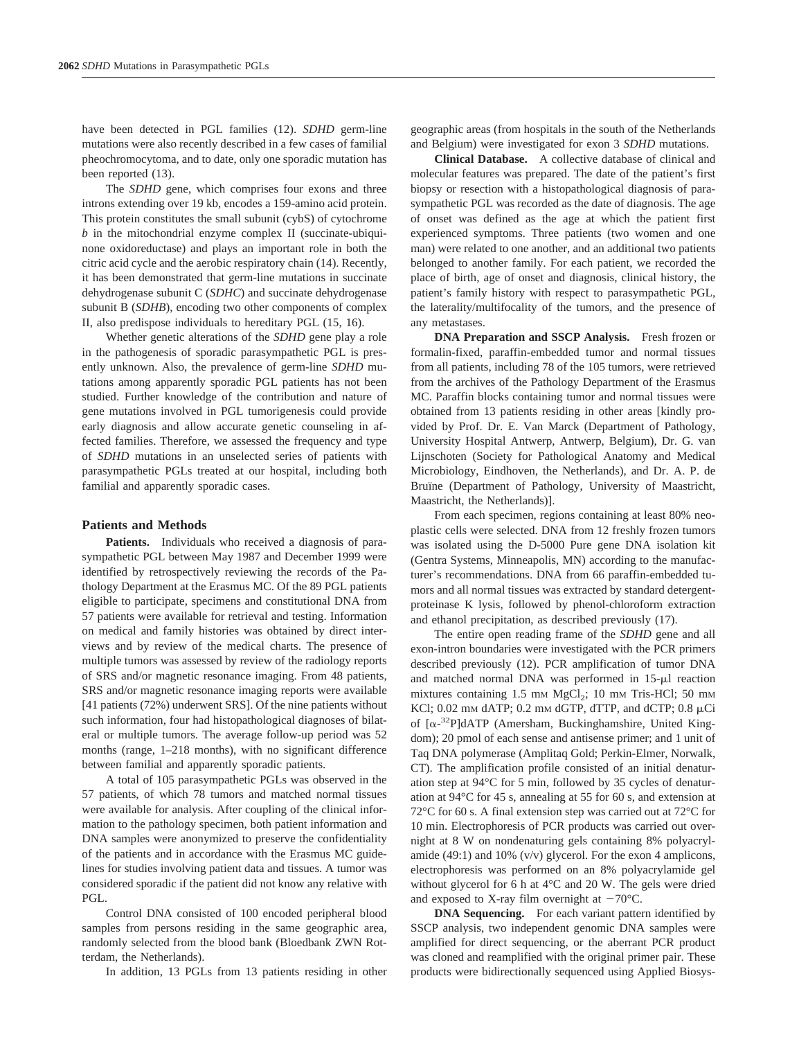have been detected in PGL families (12). *SDHD* germ-line mutations were also recently described in a few cases of familial pheochromocytoma, and to date, only one sporadic mutation has been reported (13).

The *SDHD* gene, which comprises four exons and three introns extending over 19 kb, encodes a 159-amino acid protein. This protein constitutes the small subunit (cybS) of cytochrome *b* in the mitochondrial enzyme complex II (succinate-ubiquinone oxidoreductase) and plays an important role in both the citric acid cycle and the aerobic respiratory chain (14). Recently, it has been demonstrated that germ-line mutations in succinate dehydrogenase subunit C (*SDHC*) and succinate dehydrogenase subunit B (*SDHB*), encoding two other components of complex II, also predispose individuals to hereditary PGL (15, 16).

Whether genetic alterations of the *SDHD* gene play a role in the pathogenesis of sporadic parasympathetic PGL is presently unknown. Also, the prevalence of germ-line *SDHD* mutations among apparently sporadic PGL patients has not been studied. Further knowledge of the contribution and nature of gene mutations involved in PGL tumorigenesis could provide early diagnosis and allow accurate genetic counseling in affected families. Therefore, we assessed the frequency and type of *SDHD* mutations in an unselected series of patients with parasympathetic PGLs treated at our hospital, including both familial and apparently sporadic cases.

## Patients and Methods

**Patients.** Individuals who received a diagnosis of parasympathetic PGL between May 1987 and December 1999 were identified by retrospectively reviewing the records of the Pathology Department at the Erasmus MC. Of the 89 PGL patients eligible to participate, specimens and constitutional DNA from 57 patients were available for retrieval and testing. Information on medical and family histories was obtained by direct interviews and by review of the medical charts. The presence of multiple tumors was assessed by review of the radiology reports of SRS and/or magnetic resonance imaging. From 48 patients, SRS and/or magnetic resonance imaging reports were available [41 patients (72%) underwent SRS]. Of the nine patients without such information, four had histopathological diagnoses of bilateral or multiple tumors. The average follow-up period was 52 months (range, 1–218 months), with no significant difference between familial and apparently sporadic patients.

A total of 105 parasympathetic PGLs was observed in the 57 patients, of which 78 tumors and matched normal tissues were available for analysis. After coupling of the clinical information to the pathology specimen, both patient information and DNA samples were anonymized to preserve the confidentiality of the patients and in accordance with the Erasmus MC guidelines for studies involving patient data and tissues. A tumor was considered sporadic if the patient did not know any relative with PGL.

Control DNA consisted of 100 encoded peripheral blood samples from persons residing in the same geographic area, randomly selected from the blood bank (Bloedbank ZWN Rotterdam, the Netherlands).

In addition, 13 PGLs from 13 patients residing in other geographic areas (from hospitals in the south of the Netherlands and Belgium) were investigated for exon 3 *SDHD* mutations.

**Clinical Database.** A collective database of clinical and molecular features was prepared. The date of the patient's first biopsy or resection with a histopathological diagnosis of parasympathetic PGL was recorded as the date of diagnosis. The age of onset was defined as the age at which the patient first experienced symptoms. Three patients (two women and one man) were related to one another, and an additional two patients belonged to another family. For each patient, we recorded the place of birth, age of onset and diagnosis, clinical history, the patient's family history with respect to parasympathetic PGL, the laterality/multifocality of the tumors, and the presence of any metastases.

**DNA Preparation and SSCP Analysis.** Fresh frozen or formalin-fixed, paraffin-embedded tumor and normal tissues from all patients, including 78 of the 105 tumors, were retrieved from the archives of the Pathology Department of the Erasmus MC. Paraffin blocks containing tumor and normal tissues were obtained from 13 patients residing in other areas [kindly provided by Prof. Dr. E. Van Marck (Department of Pathology, University Hospital Antwerp, Antwerp, Belgium), Dr. G. van Lijnschoten (Society for Pathological Anatomy and Medical Microbiology, Eindhoven, the Netherlands), and Dr. A. P. de Bruïne (Department of Pathology, University of Maastricht, Maastricht, the Netherlands)].

From each specimen, regions containing at least 80% neoplastic cells were selected. DNA from 12 freshly frozen tumors was isolated using the D-5000 Pure gene DNA isolation kit (Gentra Systems, Minneapolis, MN) according to the manufacturer's recommendations. DNA from 66 paraffin-embedded tumors and all normal tissues was extracted by standard detergent-proteinase K lysis, followed by phenol-chloroform extraction and ethanol precipitation, as described previously (17).

The entire open reading frame of the *SDHD* gene and all exon-intron boundaries were investigated with the PCR primers described previously (12). PCR amplification of tumor DNA and matched normal DNA was performed in 15-μl reaction mixtures containing 1.5 mM $MgCl_2$; 10 mM Tris-HCl; 50 mM KCl; 0.02 mM dATP; 0.2 mM dGTP, dTTP, and dCTP; 0.8 μCi of [$\alpha$-$^{32}$P]dATP (Amersham, Buckinghamshire, United Kingdom); 20 pmol of each sense and antisense primer; and 1 unit of Taq DNA polymerase (Amplitaq Gold; Perkin-Elmer, Norwalk, CT). The amplification profile consisted of an initial denaturation step at 94°C for 5 min, followed by 35 cycles of denaturation at 94°C for 45 s, annealing at 55 for 60 s, and extension at 72°C for 60 s. A final extension step was carried out at 72°C for 10 min. Electrophoresis of PCR products was carried out overnight at 8 W on nondenaturing gels containing 8% polyacrylamide (49:1) and 10% (v/v) glycerol. For the exon 4 amplicons, electrophoresis was performed on an 8% polyacrylamide gel without glycerol for 6 h at 4°C and 20 W. The gels were dried and exposed to X-ray film overnight at −70°C.

**DNA Sequencing.** For each variant pattern identified by SSCP analysis, two independent genomic DNA samples were amplified for direct sequencing, or the aberrant PCR product was cloned and reamplified with the original primer pair. These products were bidirectionally sequenced using Applied Biosys-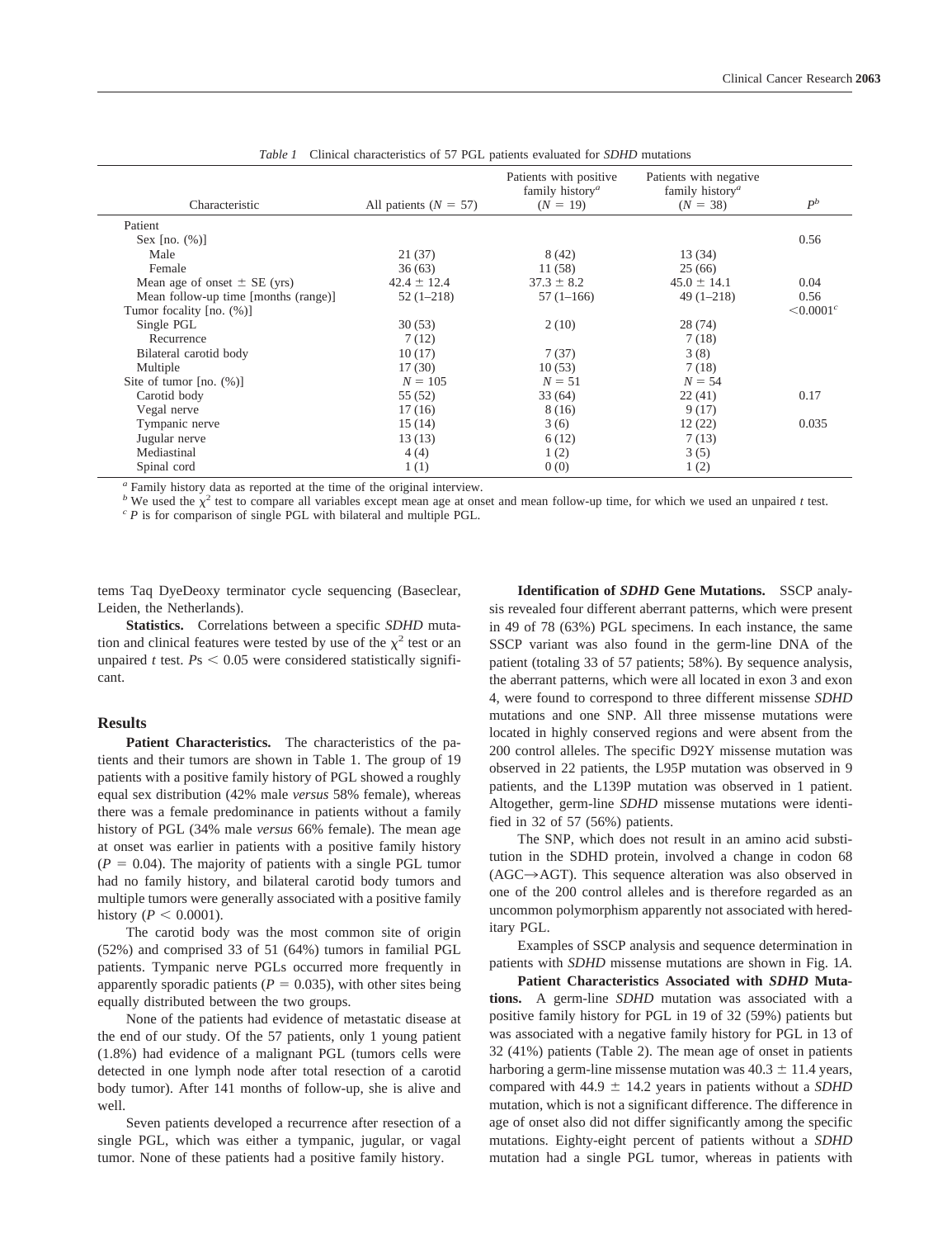*Table 1* Clinical characteristics of 57 PGL patients evaluated for *SDHD* mutations

| Characteristic | All patients ($N = 57$) | Patients with positive family history[a] ($N = 19$) | Patients with negative family history[a] ($N = 38$) | $P$[b] |
|---|---|---|---|---|
| Patient | | | | |
| Sex [no. (%)] | | | | 0.56 |
| Male | 21 (37) | 8 (42) | 13 (34) | |
| Female | 36 (63) | 11 (58) | 25 (66) | |
| Mean age of onset ± SE (yrs) | 42.4 ± 12.4 | 37.3 ± 8.2 | 45.0 ± 14.1 | 0.04 |
| Mean follow-up time [months (range)] | 52 (1–218) | 57 (1–166) | 49 (1–218) | 0.56 |
| Tumor focality [no. (%)] | | | | <0.0001[c] |
| Single PGL | 30 (53) | 2 (10) | 28 (74) | |
| Recurrence | 7 (12) | | 7 (18) | |
| Bilateral carotid body | 10 (17) | 7 (37) | 3 (8) | |
| Multiple | 17 (30) | 10 (53) | 7 (18) | |
| Site of tumor [no. (%)] | $N = 105$ | $N = 51$ | $N = 54$ | |
| Carotid body | 55 (52) | 33 (64) | 22 (41) | 0.17 |
| Vegal nerve | 17 (16) | 8 (16) | 9 (17) | |
| Tympanic nerve | 15 (14) | 3 (6) | 12 (22) | 0.035 |
| Jugular nerve | 13 (13) | 6 (12) | 7 (13) | |
| Mediastinal | 4 (4) | 1 (2) | 3 (5) | |
| Spinal cord | 1 (1) | 0 (0) | 1 (2) | |

[a] Family history data as reported at the time of the original interview.
[b] We used the $\chi^2$ test to compare all variables except mean age at onset and mean follow-up time, for which we used an unpaired *t* test.
[c] *P* is for comparison of single PGL with bilateral and multiple PGL.

tems Taq DyeDeoxy terminator cycle sequencing (Baseclear, Leiden, the Netherlands).

**Statistics.** Correlations between a specific *SDHD* mutation and clinical features were tested by use of the $\chi^2$ test or an unpaired *t* test. $P$s $< 0.05$ were considered statistically significant.

## Results

**Patient Characteristics.** The characteristics of the patients and their tumors are shown in Table 1. The group of 19 patients with a positive family history of PGL showed a roughly equal sex distribution (42% male *versus* 58% female), whereas there was a female predominance in patients without a family history of PGL (34% male *versus* 66% female). The mean age at onset was earlier in patients with a positive family history ($P = 0.04$). The majority of patients with a single PGL tumor had no family history, and bilateral carotid body tumors and multiple tumors were generally associated with a positive family history ($P < 0.0001$).

The carotid body was the most common site of origin (52%) and comprised 33 of 51 (64%) tumors in familial PGL patients. Tympanic nerve PGLs occurred more frequently in apparently sporadic patients ($P = 0.035$), with other sites being equally distributed between the two groups.

None of the patients had evidence of metastatic disease at the end of our study. Of the 57 patients, only 1 young patient (1.8%) had evidence of a malignant PGL (tumors cells were detected in one lymph node after total resection of a carotid body tumor). After 141 months of follow-up, she is alive and well.

Seven patients developed a recurrence after resection of a single PGL, which was either a tympanic, jugular, or vagal tumor. None of these patients had a positive family history.

**Identification of *SDHD* Gene Mutations.** SSCP analysis revealed four different aberrant patterns, which were present in 49 of 78 (63%) PGL specimens. In each instance, the same SSCP variant was also found in the germ-line DNA of the patient (totaling 33 of 57 patients; 58%). By sequence analysis, the aberrant patterns, which were all located in exon 3 and exon 4, were found to correspond to three different missense *SDHD* mutations and one SNP. All three missense mutations were located in highly conserved regions and were absent from the 200 control alleles. The specific D92Y missense mutation was observed in 22 patients, the L95P mutation was observed in 9 patients, and the L139P mutation was observed in 1 patient. Altogether, germ-line *SDHD* missense mutations were identified in 32 of 57 (56%) patients.

The SNP, which does not result in an amino acid substitution in the SDHD protein, involved a change in codon 68 (AGC→AGT). This sequence alteration was also observed in one of the 200 control alleles and is therefore regarded as an uncommon polymorphism apparently not associated with hereditary PGL.

Examples of SSCP analysis and sequence determination in patients with *SDHD* missense mutations are shown in Fig. 1*A*.

**Patient Characteristics Associated with *SDHD* Mutations.** A germ-line *SDHD* mutation was associated with a positive family history for PGL in 19 of 32 (59%) patients but was associated with a negative family history for PGL in 13 of 32 (41%) patients (Table 2). The mean age of onset in patients harboring a germ-line missense mutation was 40.3 ± 11.4 years, compared with 44.9 ± 14.2 years in patients without a *SDHD* mutation, which is not a significant difference. The difference in age of onset also did not differ significantly among the specific mutations. Eighty-eight percent of patients without a *SDHD* mutation had a single PGL tumor, whereas in patients with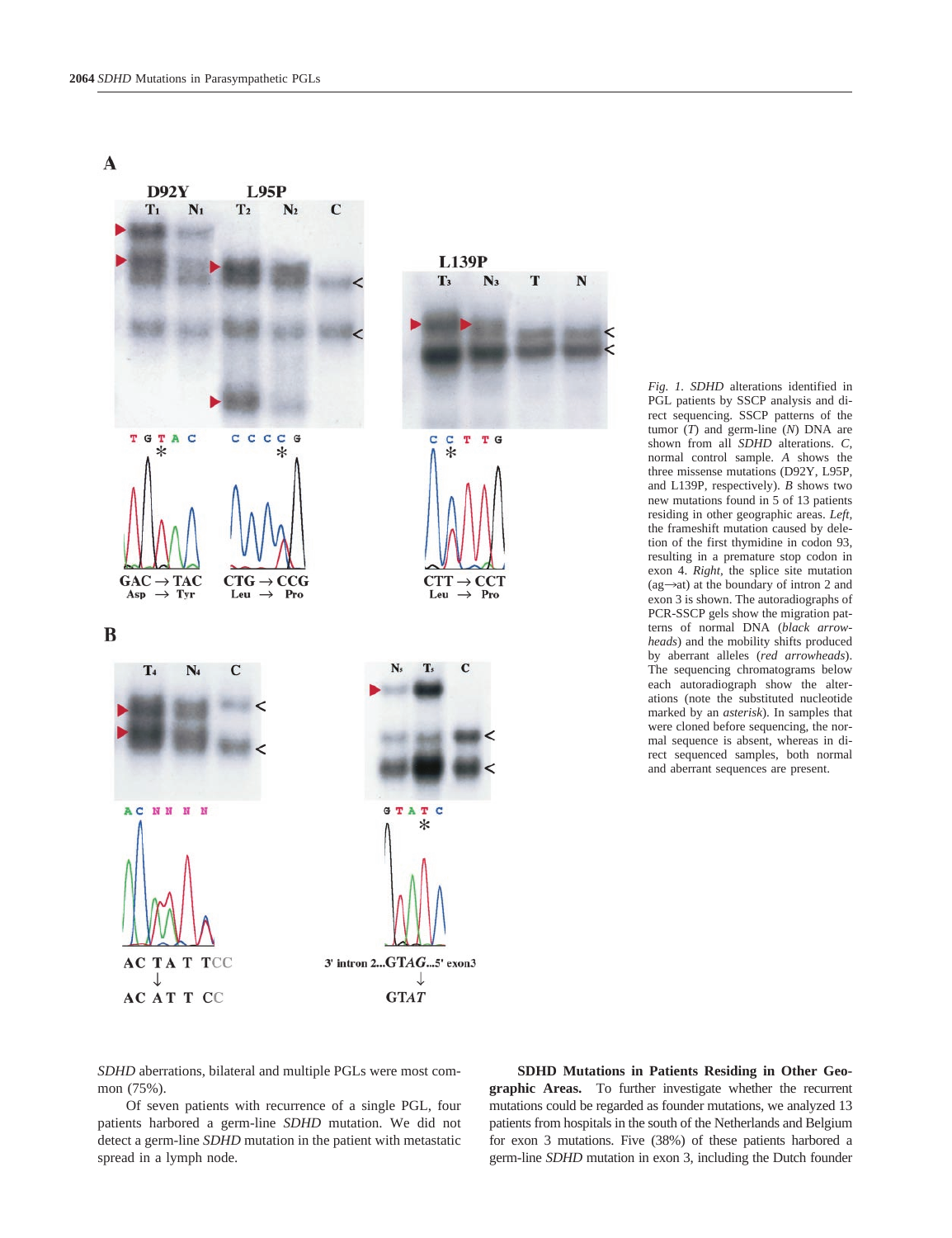*Fig. 1. SDHD* alterations identified in PGL patients by SSCP analysis and direct sequencing. SSCP patterns of the tumor (*T*) and germ-line (*N*) DNA are shown from all *SDHD* alterations. *C*, normal control sample. *A* shows the three missense mutations (D92Y, L95P, and L139P, respectively). *B* shows two new mutations found in 5 of 13 patients residing in other geographic areas. *Left*, the frameshift mutation caused by deletion of the first thymidine in codon 93, resulting in a premature stop codon in exon 4. *Right*, the splice site mutation (ag→at) at the boundary of intron 2 and exon 3 is shown. The autoradiographs of PCR-SSCP gels show the migration patterns of normal DNA (*black arrowheads*) and the mobility shifts produced by aberrant alleles (*red arrowheads*). The sequencing chromatograms below each autoradiograph show the alterations (note the substituted nucleotide marked by an *asterisk*). In samples that were cloned before sequencing, the normal sequence is absent, whereas in direct sequenced samples, both normal and aberrant sequences are present.

*SDHD* aberrations, bilateral and multiple PGLs were most common (75%).

Of seven patients with recurrence of a single PGL, four patients harbored a germ-line *SDHD* mutation. We did not detect a germ-line *SDHD* mutation in the patient with metastatic spread in a lymph node.

**SDHD Mutations in Patients Residing in Other Geographic Areas.** To further investigate whether the recurrent mutations could be regarded as founder mutations, we analyzed 13 patients from hospitals in the south of the Netherlands and Belgium for exon 3 mutations. Five (38%) of these patients harbored a germ-line *SDHD* mutation in exon 3, including the Dutch founder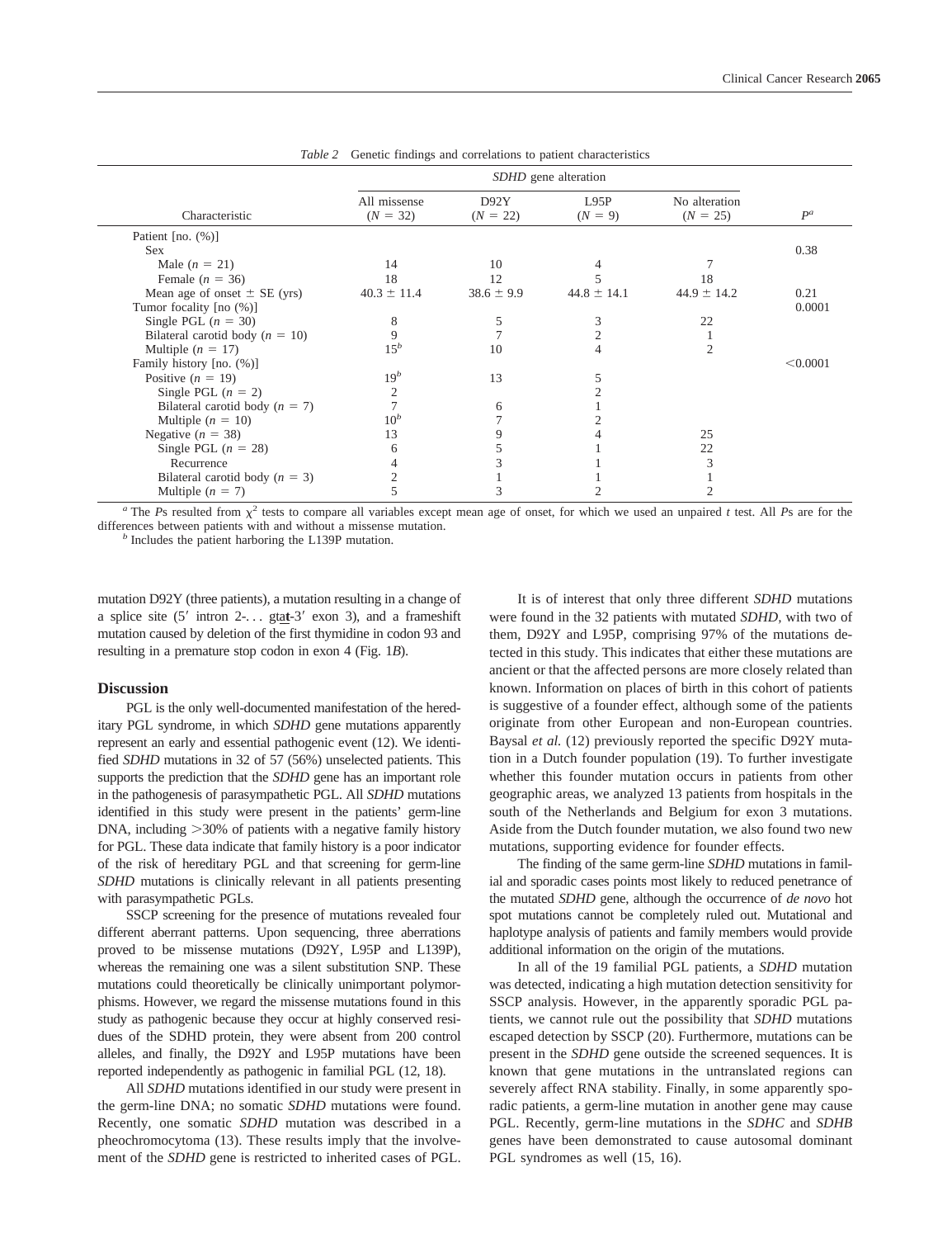*Table 2* Genetic findings and correlations to patient characteristics

| Characteristic | *SDHD* gene alteration | | | | $P^a$ |
|---|---|---|---|---|---|
| | All missense ($N$ = 32) | D92Y ($N$ = 22) | L95P ($N$ = 9) | No alteration ($N$ = 25) | |
| Patient [no. (%)] | | | | | |
| Sex | | | | | 0.38 |
| Male ($n$ = 21) | 14 | 10 | 4 | 7 | |
| Female ($n$ = 36) | 18 | 12 | 5 | 18 | |
| Mean age of onset ± SE (yrs) | 40.3 ± 11.4 | 38.6 ± 9.9 | 44.8 ± 14.1 | 44.9 ± 14.2 | 0.21 |
| Tumor focality [no (%)] | | | | | 0.0001 |
| Single PGL ($n$ = 30) | 8 | 5 | 3 | 22 | |
| Bilateral carotid body ($n$ = 10) | 9 | 7 | 2 | 1 | |
| Multiple ($n$ = 17) | 15[b] | 10 | 4 | 2 | |
| Family history [no. (%)] | | | | | <0.0001 |
| Positive ($n$ = 19) | 19[b] | 13 | 5 | | |
| Single PGL ($n$ = 2) | 2 | | 2 | | |
| Bilateral carotid body ($n$ = 7) | 7 | 6 | 1 | | |
| Multiple ($n$ = 10) | 10[b] | 7 | 2 | | |
| Negative ($n$ = 38) | 13 | 9 | 4 | 25 | |
| Single PGL ($n$ = 28) | 6 | 5 | 1 | 22 | |
| Recurrence | 4 | 3 | 1 | 3 | |
| Bilateral carotid body ($n$ = 3) | 2 | 1 | 1 | 1 | |
| Multiple ($n$ = 7) | 5 | 3 | 2 | 2 | |

[a] The *P*s resulted from $\chi^2$ tests to compare all variables except mean age of onset, for which we used an unpaired *t* test. All *P*s are for the differences between patients with and without a missense mutation.

[b] Includes the patient harboring the L139P mutation.

mutation D92Y (three patients), a mutation resulting in a change of a splice site (5′ intron 2-. . . gt**a**t-3′ exon 3), and a frameshift mutation caused by deletion of the first thymidine in codon 93 and resulting in a premature stop codon in exon 4 (Fig. 1*B*).

## Discussion

PGL is the only well-documented manifestation of the hereditary PGL syndrome, in which *SDHD* gene mutations apparently represent an early and essential pathogenic event (12). We identified *SDHD* mutations in 32 of 57 (56%) unselected patients. This supports the prediction that the *SDHD* gene has an important role in the pathogenesis of parasympathetic PGL. All *SDHD* mutations identified in this study were present in the patients' germ-line DNA, including >30% of patients with a negative family history for PGL. These data indicate that family history is a poor indicator of the risk of hereditary PGL and that screening for germ-line *SDHD* mutations is clinically relevant in all patients presenting with parasympathetic PGLs.

SSCP screening for the presence of mutations revealed four different aberrant patterns. Upon sequencing, three aberrations proved to be missense mutations (D92Y, L95P and L139P), whereas the remaining one was a silent substitution SNP. These mutations could theoretically be clinically unimportant polymorphisms. However, we regard the missense mutations found in this study as pathogenic because they occur at highly conserved residues of the SDHD protein, they were absent from 200 control alleles, and finally, the D92Y and L95P mutations have been reported independently as pathogenic in familial PGL (12, 18).

All *SDHD* mutations identified in our study were present in the germ-line DNA; no somatic *SDHD* mutations were found. Recently, one somatic *SDHD* mutation was described in a pheochromocytoma (13). These results imply that the involvement of the *SDHD* gene is restricted to inherited cases of PGL.

It is of interest that only three different *SDHD* mutations were found in the 32 patients with mutated *SDHD*, with two of them, D92Y and L95P, comprising 97% of the mutations detected in this study. This indicates that either these mutations are ancient or that the affected persons are more closely related than known. Information on places of birth in this cohort of patients is suggestive of a founder effect, although some of the patients originate from other European and non-European countries. Baysal *et al.* (12) previously reported the specific D92Y mutation in a Dutch founder population (19). To further investigate whether this founder mutation occurs in patients from other geographic areas, we analyzed 13 patients from hospitals in the south of the Netherlands and Belgium for exon 3 mutations. Aside from the Dutch founder mutation, we also found two new mutations, supporting evidence for founder effects.

The finding of the same germ-line *SDHD* mutations in familial and sporadic cases points most likely to reduced penetrance of the mutated *SDHD* gene, although the occurrence of *de novo* hot spot mutations cannot be completely ruled out. Mutational and haplotype analysis of patients and family members would provide additional information on the origin of the mutations.

In all of the 19 familial PGL patients, a *SDHD* mutation was detected, indicating a high mutation detection sensitivity for SSCP analysis. However, in the apparently sporadic PGL patients, we cannot rule out the possibility that *SDHD* mutations escaped detection by SSCP (20). Furthermore, mutations can be present in the *SDHD* gene outside the screened sequences. It is known that gene mutations in the untranslated regions can severely affect RNA stability. Finally, in some apparently sporadic patients, a germ-line mutation in another gene may cause PGL. Recently, germ-line mutations in the *SDHC* and *SDHB* genes have been demonstrated to cause autosomal dominant PGL syndromes as well (15, 16).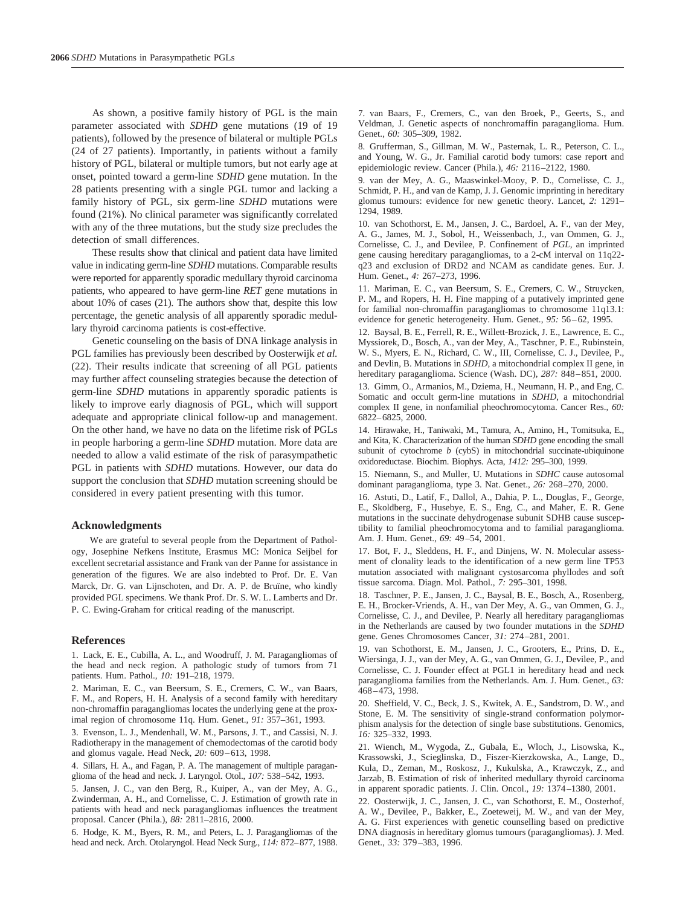As shown, a positive family history of PGL is the main parameter associated with *SDHD* gene mutations (19 of 19 patients), followed by the presence of bilateral or multiple PGLs (24 of 27 patients). Importantly, in patients without a family history of PGL, bilateral or multiple tumors, but not early age at onset, pointed toward a germ-line *SDHD* gene mutation. In the 28 patients presenting with a single PGL tumor and lacking a family history of PGL, six germ-line *SDHD* mutations were found (21%). No clinical parameter was significantly correlated with any of the three mutations, but the study size precludes the detection of small differences.

These results show that clinical and patient data have limited value in indicating germ-line *SDHD* mutations. Comparable results were reported for apparently sporadic medullary thyroid carcinoma patients, who appeared to have germ-line *RET* gene mutations in about 10% of cases (21). The authors show that, despite this low percentage, the genetic analysis of all apparently sporadic medullary thyroid carcinoma patients is cost-effective.

Genetic counseling on the basis of DNA linkage analysis in PGL families has previously been described by Oosterwijk *et al.* (22). Their results indicate that screening of all PGL patients may further affect counseling strategies because the detection of germ-line *SDHD* mutations in apparently sporadic patients is likely to improve early diagnosis of PGL, which will support adequate and appropriate clinical follow-up and management. On the other hand, we have no data on the lifetime risk of PGLs in people harboring a germ-line *SDHD* mutation. More data are needed to allow a valid estimate of the risk of parasympathetic PGL in patients with *SDHD* mutations. However, our data do support the conclusion that *SDHD* mutation screening should be considered in every patient presenting with this tumor.

## Acknowledgments

We are grateful to several people from the Department of Pathology, Josephine Nefkens Institute, Erasmus MC: Monica Seijbel for excellent secretarial assistance and Frank van der Panne for assistance in generation of the figures. We are also indebted to Prof. Dr. E. Van Marck, Dr. G. van Lijnschoten, and Dr. A. P. de Bruïne, who kindly provided PGL specimens. We thank Prof. Dr. S. W. L. Lamberts and Dr. P. C. Ewing-Graham for critical reading of the manuscript.

## References

1. Lack, E. E., Cubilla, A. L., and Woodruff, J. M. Paragangliomas of the head and neck region. A pathologic study of tumors from 71 patients. Hum. Pathol., *10:* 191–218, 1979.

2. Mariman, E. C., van Beersum, S. E., Cremers, C. W., van Baars, F. M., and Ropers, H. H. Analysis of a second family with hereditary non-chromaffin paragangliomas locates the underlying gene at the proximal region of chromosome 11q. Hum. Genet., *91:* 357–361, 1993.

3. Evenson, L. J., Mendenhall, W. M., Parsons, J. T., and Cassisi, N. J. Radiotherapy in the management of chemodectomas of the carotid body and glomus vagale. Head Neck, *20:* 609–613, 1998.

4. Sillars, H. A., and Fagan, P. A. The management of multiple paraganglioma of the head and neck. J. Laryngol. Otol., *107:* 538–542, 1993.

5. Jansen, J. C., van den Berg, R., Kuiper, A., van der Mey, A. G., Zwinderman, A. H., and Cornelisse, C. J. Estimation of growth rate in patients with head and neck paragangliomas influences the treatment proposal. Cancer (Phila.), *88:* 2811–2816, 2000.

6. Hodge, K. M., Byers, R. M., and Peters, L. J. Paragangliomas of the head and neck. Arch. Otolaryngol. Head Neck Surg., *114:* 872–877, 1988.

7. van Baars, F., Cremers, C., van den Broek, P., Geerts, S., and Veldman, J. Genetic aspects of nonchromaffin paraganglioma. Hum. Genet., *60:* 305–309, 1982.

8. Grufferman, S., Gillman, M. W., Pasternak, L. R., Peterson, C. L., and Young, W. G., Jr. Familial carotid body tumors: case report and epidemiologic review. Cancer (Phila.), *46:* 2116–2122, 1980.

9. van der Mey, A. G., Maaswinkel-Mooy, P. D., Cornelisse, C. J., Schmidt, P. H., and van de Kamp, J. J. Genomic imprinting in hereditary glomus tumours: evidence for new genetic theory. Lancet, *2:* 1291–1294, 1989.

10. van Schothorst, E. M., Jansen, J. C., Bardoel, A. F., van der Mey, A. G., James, M. J., Sobol, H., Weissenbach, J., van Ommen, G. J., Cornelisse, C. J., and Devilee, P. Confinement of *PGL*, an imprinted gene causing hereditary paragangliomas, to a 2-cM interval on 11q22-q23 and exclusion of DRD2 and NCAM as candidate genes. Eur. J. Hum. Genet., *4:* 267–273, 1996.

11. Mariman, E. C., van Beersum, S. E., Cremers, C. W., Struycken, P. M., and Ropers, H. H. Fine mapping of a putatively imprinted gene for familial non-chromaffin paragangliomas to chromosome 11q13.1: evidence for genetic heterogeneity. Hum. Genet., *95:* 56–62, 1995.

12. Baysal, B. E., Ferrell, R. E., Willett-Brozick, J. E., Lawrence, E. C., Myssiorek, D., Bosch, A., van der Mey, A., Taschner, P. E., Rubinstein, W. S., Myers, E. N., Richard, C. W., III, Cornelisse, C. J., Devilee, P., and Devlin, B. Mutations in *SDHD*, a mitochondrial complex II gene, in hereditary paraganglioma. Science (Wash. DC), *287:* 848–851, 2000.

13. Gimm, O., Armanios, M., Dziema, H., Neumann, H. P., and Eng, C. Somatic and occult germ-line mutations in *SDHD*, a mitochondrial complex II gene, in nonfamilial pheochromocytoma. Cancer Res., *60:* 6822–6825, 2000.

14. Hirawake, H., Taniwaki, M., Tamura, A., Amino, H., Tomitsuka, E., and Kita, K. Characterization of the human *SDHD* gene encoding the small subunit of cytochrome *b* (cybS) in mitochondrial succinate-ubiquinone oxidoreductase. Biochim. Biophys. Acta, *1412:* 295–300, 1999.

15. Niemann, S., and Muller, U. Mutations in *SDHC* cause autosomal dominant paraganglioma, type 3. Nat. Genet., *26:* 268–270, 2000.

16. Astuti, D., Latif, F., Dallol, A., Dahia, P. L., Douglas, F., George, E., Skoldberg, F., Husebye, E. S., Eng, C., and Maher, E. R. Gene mutations in the succinate dehydrogenase subunit SDHB cause susceptibility to familial pheochromocytoma and to familial paraganglioma. Am. J. Hum. Genet., *69:* 49–54, 2001.

17. Bot, F. J., Sleddens, H. F., and Dinjens, W. N. Molecular assessment of clonality leads to the identification of a new germ line TP53 mutation associated with malignant cystosarcoma phyllodes and soft tissue sarcoma. Diagn. Mol. Pathol., *7:* 295–301, 1998.

18. Taschner, P. E., Jansen, J. C., Baysal, B. E., Bosch, A., Rosenberg, E. H., Brocker-Vriends, A. H., van Der Mey, A. G., van Ommen, G. J., Cornelisse, C. J., and Devilee, P. Nearly all hereditary paragangliomas in the Netherlands are caused by two founder mutations in the *SDHD* gene. Genes Chromosomes Cancer, *31:* 274–281, 2001.

19. van Schothorst, E. M., Jansen, J. C., Grooters, E., Prins, D. E., Wiersinga, J. J., van der Mey, A. G., van Ommen, G. J., Devilee, P., and Cornelisse, C. J. Founder effect at PGL1 in hereditary head and neck paraganglioma families from the Netherlands. Am. J. Hum. Genet., *63:* 468–473, 1998.

20. Sheffield, V. C., Beck, J. S., Kwitek, A. E., Sandstrom, D. W., and Stone, E. M. The sensitivity of single-strand conformation polymorphism analysis for the detection of single base substitutions. Genomics, *16:* 325–332, 1993.

21. Wiench, M., Wygoda, Z., Gubala, E., Wloch, J., Lisowska, K., Krassowski, J., Scieglinska, D., Fiszer-Kierzkowska, A., Lange, D., Kula, D., Zeman, M., Roskosz, J., Kukulska, A., Krawczyk, Z., and Jarzab, B. Estimation of risk of inherited medullary thyroid carcinoma in apparent sporadic patients. J. Clin. Oncol., *19:* 1374–1380, 2001.

22. Oosterwijk, J. C., Jansen, J. C., van Schothorst, E. M., Oosterhof, A. W., Devilee, P., Bakker, E., Zoeteweij, M. W., and van der Mey, A. G. First experiences with genetic counselling based on predictive DNA diagnosis in hereditary glomus tumours (paragangliomas). J. Med. Genet., *33:* 379–383, 1996.